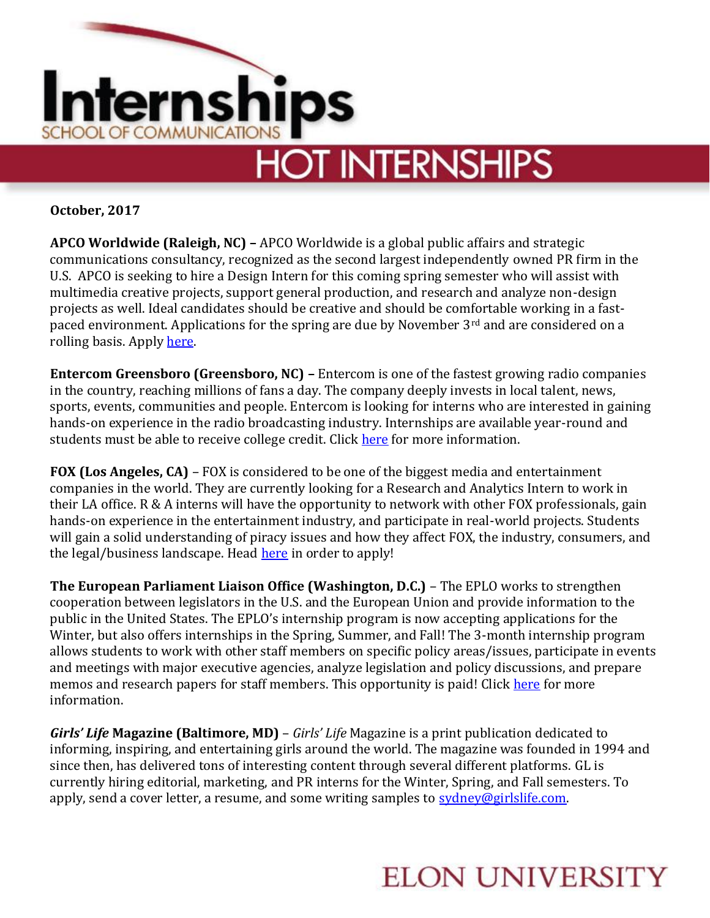# Internships

SCHOOL OF COMMUNICATIONS

## HOT INTERNSHIPS

**October, 2017**

**APCO Worldwide (Raleigh, NC) –** APCO Worldwide is a global public affairs and strategic communications consultancy, recognized as the second largest independently owned PR firm in the U.S. APCO is seeking to hire a Design Intern for this coming spring semester who will assist with multimedia creative projects, support general production, and research and analyze non-design projects as well. Ideal candidates should be creative and should be comfortable working in a fast-paced environment. Applications for the spring are due by November 3rd and are considered on a rolling basis. Apply here.

**Entercom Greensboro (Greensboro, NC) –** Entercom is one of the fastest growing radio companies in the country, reaching millions of fans a day. The company deeply invests in local talent, news, sports, events, communities and people. Entercom is looking for interns who are interested in gaining hands-on experience in the radio broadcasting industry. Internships are available year-round and students must be able to receive college credit. Click here for more information.

**FOX (Los Angeles, CA)** – FOX is considered to be one of the biggest media and entertainment companies in the world. They are currently looking for a Research and Analytics Intern to work in their LA office. R & A interns will have the opportunity to network with other FOX professionals, gain hands-on experience in the entertainment industry, and participate in real-world projects. Students will gain a solid understanding of piracy issues and how they affect FOX, the industry, consumers, and the legal/business landscape. Head here in order to apply!

**The European Parliament Liaison Office (Washington, D.C.)** – The EPLO works to strengthen cooperation between legislators in the U.S. and the European Union and provide information to the public in the United States. The EPLO's internship program is now accepting applications for the Winter, but also offers internships in the Spring, Summer, and Fall! The 3-month internship program allows students to work with other staff members on specific policy areas/issues, participate in events and meetings with major executive agencies, analyze legislation and policy discussions, and prepare memos and research papers for staff members. This opportunity is paid! Click here for more information.

***Girls' Life* Magazine (Baltimore, MD)** – *Girls' Life* Magazine is a print publication dedicated to informing, inspiring, and entertaining girls around the world. The magazine was founded in 1994 and since then, has delivered tons of interesting content through several different platforms. GL is currently hiring editorial, marketing, and PR interns for the Winter, Spring, and Fall semesters. To apply, send a cover letter, a resume, and some writing samples to sydney@girlslife.com.

ELON UNIVERSITY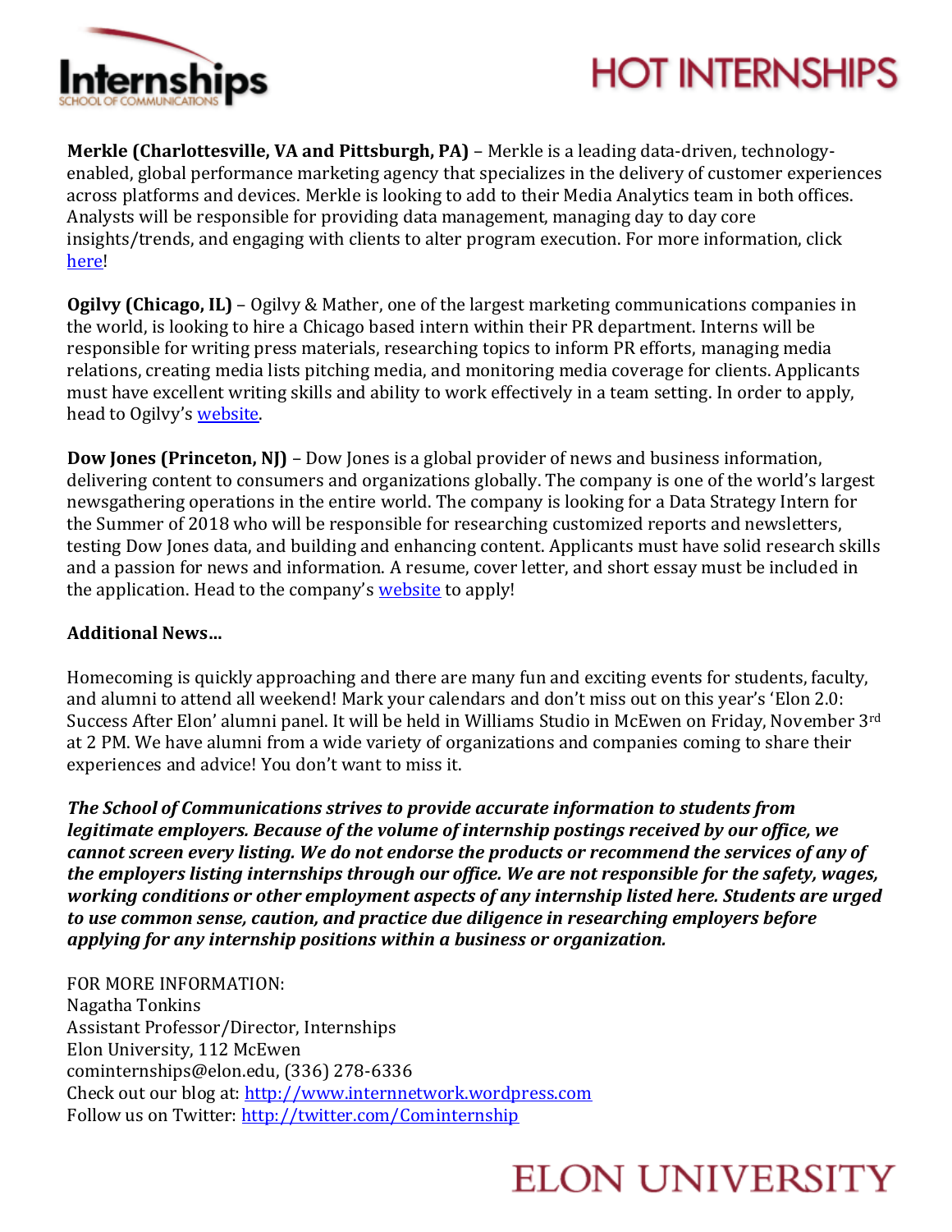**Merkle (Charlottesville, VA and Pittsburgh, PA)** – Merkle is a leading data-driven, technology-enabled, global performance marketing agency that specializes in the delivery of customer experiences across platforms and devices. Merkle is looking to add to their Media Analytics team in both offices. Analysts will be responsible for providing data management, managing day to day core insights/trends, and engaging with clients to alter program execution. For more information, click here!

**Ogilvy (Chicago, IL)** – Ogilvy & Mather, one of the largest marketing communications companies in the world, is looking to hire a Chicago based intern within their PR department. Interns will be responsible for writing press materials, researching topics to inform PR efforts, managing media relations, creating media lists pitching media, and monitoring media coverage for clients. Applicants must have excellent writing skills and ability to work effectively in a team setting. In order to apply, head to Ogilvy's website.

**Dow Jones (Princeton, NJ)** – Dow Jones is a global provider of news and business information, delivering content to consumers and organizations globally. The company is one of the world's largest newsgathering operations in the entire world. The company is looking for a Data Strategy Intern for the Summer of 2018 who will be responsible for researching customized reports and newsletters, testing Dow Jones data, and building and enhancing content. Applicants must have solid research skills and a passion for news and information. A resume, cover letter, and short essay must be included in the application. Head to the company's website to apply!

**Additional News…**

Homecoming is quickly approaching and there are many fun and exciting events for students, faculty, and alumni to attend all weekend! Mark your calendars and don't miss out on this year's 'Elon 2.0: Success After Elon' alumni panel. It will be held in Williams Studio in McEwen on Friday, November 3rd at 2 PM. We have alumni from a wide variety of organizations and companies coming to share their experiences and advice! You don't want to miss it.

***The School of Communications strives to provide accurate information to students from legitimate employers. Because of the volume of internship postings received by our office, we cannot screen every listing. We do not endorse the products or recommend the services of any of the employers listing internships through our office. We are not responsible for the safety, wages, working conditions or other employment aspects of any internship listed here. Students are urged to use common sense, caution, and practice due diligence in researching employers before applying for any internship positions within a business or organization.***

FOR MORE INFORMATION:
Nagatha Tonkins
Assistant Professor/Director, Internships
Elon University, 112 McEwen
cominternships@elon.edu, (336) 278-6336
Check out our blog at: http://www.internnetwork.wordpress.com
Follow us on Twitter: http://twitter.com/Cominternship